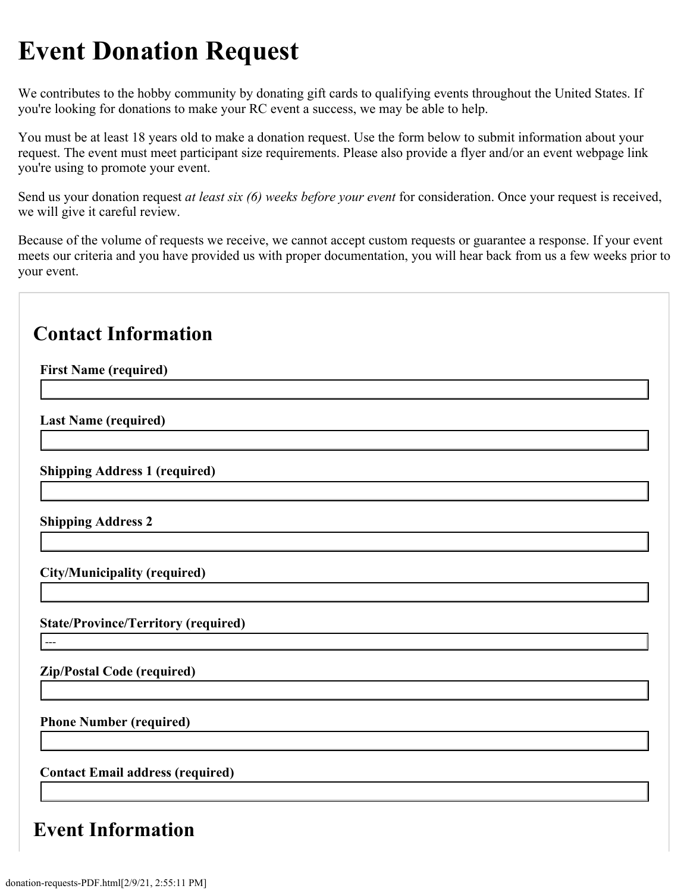# Event Donation Request

We contributes to the hobby community by donating gift cards to qualifying events throughout the United States. If you're looking for donations to make your RC event a success, we may be able to help.

You must be at least 18 years old to make a donation request. Use the form below to submit information about your request. The event must meet participant size requirements. Please also provide a flyer and/or an event webpage link you're using to promote your event.

Send us your donation request *at least six (6) weeks before your event* for consideration. Once your request is received, we will give it careful review.

Because of the volume of requests we receive, we cannot accept custom requests or guarantee a response. If your event meets our criteria and you have provided us with proper documentation, you will hear back from us a few weeks prior to your event.

## Contact Information

**First Name (required)**

**Last Name (required)**

**Shipping Address 1 (required)**

**Shipping Address 2**

**City/Municipality (required)**

**State/Province/Territory (required)**

---

**Zip/Postal Code (required)**

**Phone Number (required)**

**Contact Email address (required)**

## Event Information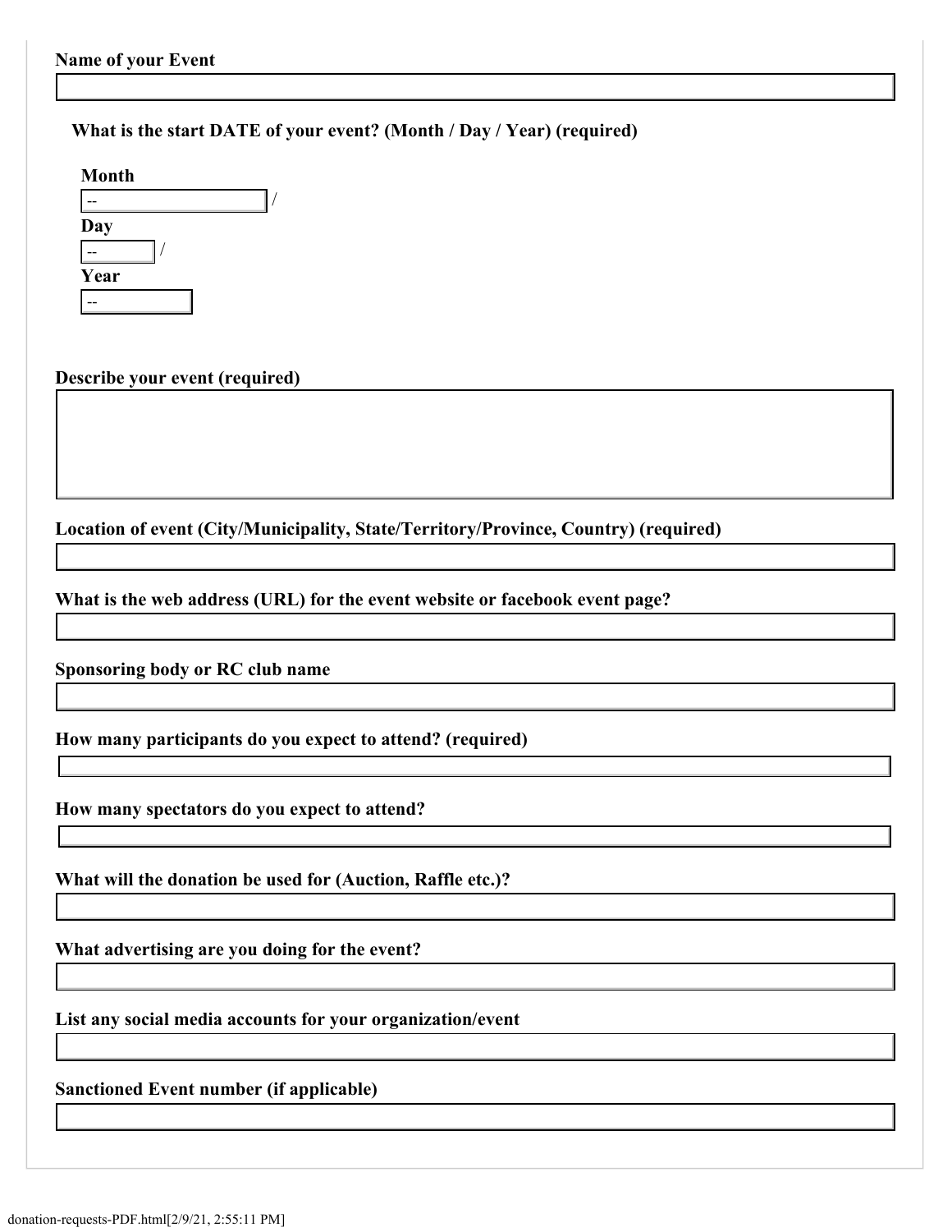**Name of your Event**

**What is the start DATE of your event? (Month / Day / Year) (required)**

**Month**

-- /

**Day**

-- /

**Year**

--

**Describe your event (required)**

**Location of event (City/Municipality, State/Territory/Province, Country) (required)**

**What is the web address (URL) for the event website or facebook event page?**

**Sponsoring body or RC club name**

**How many participants do you expect to attend? (required)**

**How many spectators do you expect to attend?**

**What will the donation be used for (Auction, Raffle etc.)?**

**What advertising are you doing for the event?**

**List any social media accounts for your organization/event**

**Sanctioned Event number (if applicable)**